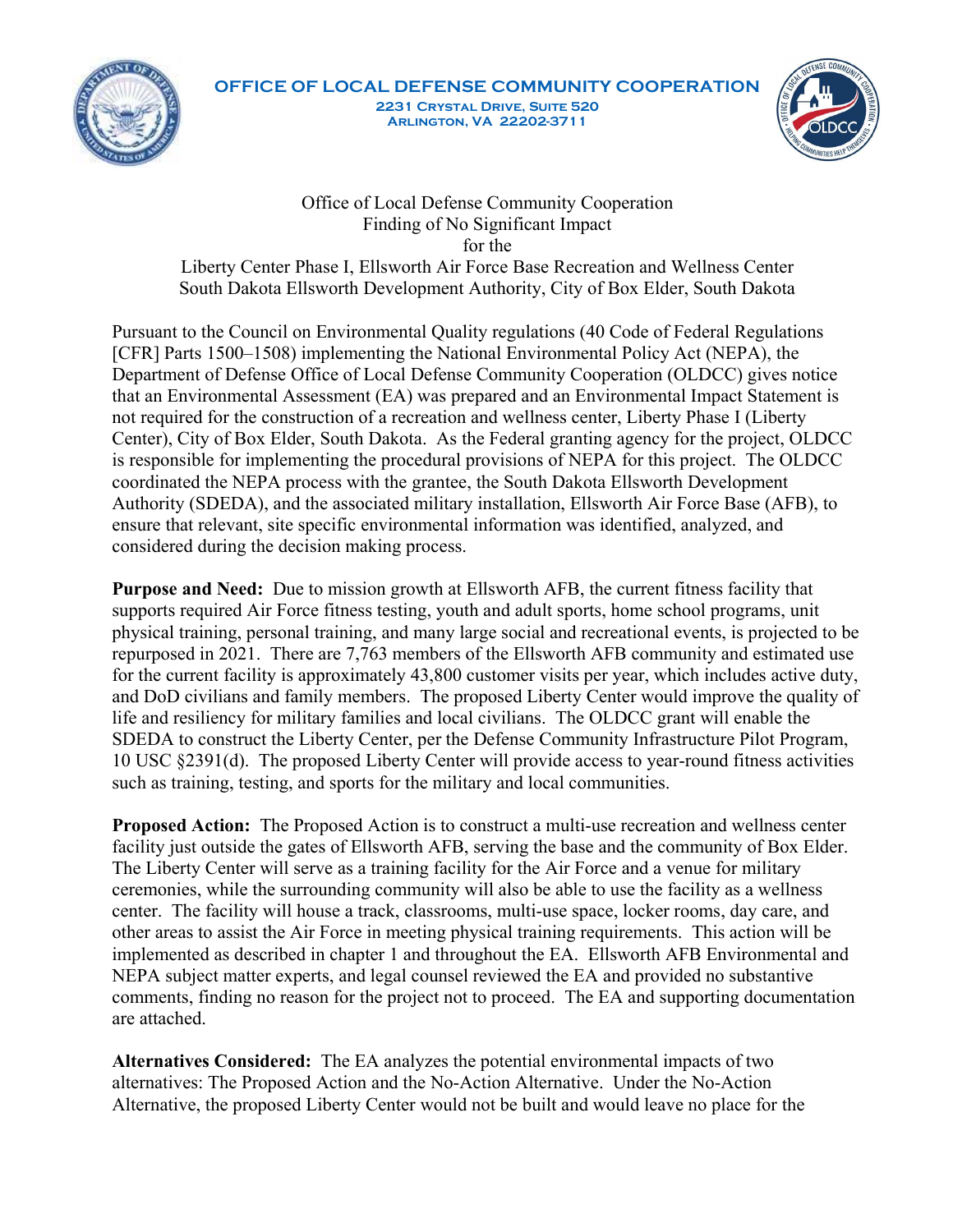**OFFICE OF LOCAL DEFENSE COMMUNITY COOPERATION**
2231 CRYSTAL DRIVE, SUITE 520
ARLINGTON, VA 22202-3711

Office of Local Defense Community Cooperation
Finding of No Significant Impact
for the
Liberty Center Phase I, Ellsworth Air Force Base Recreation and Wellness Center
South Dakota Ellsworth Development Authority, City of Box Elder, South Dakota

Pursuant to the Council on Environmental Quality regulations (40 Code of Federal Regulations [CFR] Parts 1500–1508) implementing the National Environmental Policy Act (NEPA), the Department of Defense Office of Local Defense Community Cooperation (OLDCC) gives notice that an Environmental Assessment (EA) was prepared and an Environmental Impact Statement is not required for the construction of a recreation and wellness center, Liberty Phase I (Liberty Center), City of Box Elder, South Dakota. As the Federal granting agency for the project, OLDCC is responsible for implementing the procedural provisions of NEPA for this project. The OLDCC coordinated the NEPA process with the grantee, the South Dakota Ellsworth Development Authority (SDEDA), and the associated military installation, Ellsworth Air Force Base (AFB), to ensure that relevant, site specific environmental information was identified, analyzed, and considered during the decision making process.

**Purpose and Need:** Due to mission growth at Ellsworth AFB, the current fitness facility that supports required Air Force fitness testing, youth and adult sports, home school programs, unit physical training, personal training, and many large social and recreational events, is projected to be repurposed in 2021. There are 7,763 members of the Ellsworth AFB community and estimated use for the current facility is approximately 43,800 customer visits per year, which includes active duty, and DoD civilians and family members. The proposed Liberty Center would improve the quality of life and resiliency for military families and local civilians. The OLDCC grant will enable the SDEDA to construct the Liberty Center, per the Defense Community Infrastructure Pilot Program, 10 USC §2391(d). The proposed Liberty Center will provide access to year-round fitness activities such as training, testing, and sports for the military and local communities.

**Proposed Action:** The Proposed Action is to construct a multi-use recreation and wellness center facility just outside the gates of Ellsworth AFB, serving the base and the community of Box Elder. The Liberty Center will serve as a training facility for the Air Force and a venue for military ceremonies, while the surrounding community will also be able to use the facility as a wellness center. The facility will house a track, classrooms, multi-use space, locker rooms, day care, and other areas to assist the Air Force in meeting physical training requirements. This action will be implemented as described in chapter 1 and throughout the EA. Ellsworth AFB Environmental and NEPA subject matter experts, and legal counsel reviewed the EA and provided no substantive comments, finding no reason for the project not to proceed. The EA and supporting documentation are attached.

**Alternatives Considered:** The EA analyzes the potential environmental impacts of two alternatives: The Proposed Action and the No-Action Alternative. Under the No-Action Alternative, the proposed Liberty Center would not be built and would leave no place for the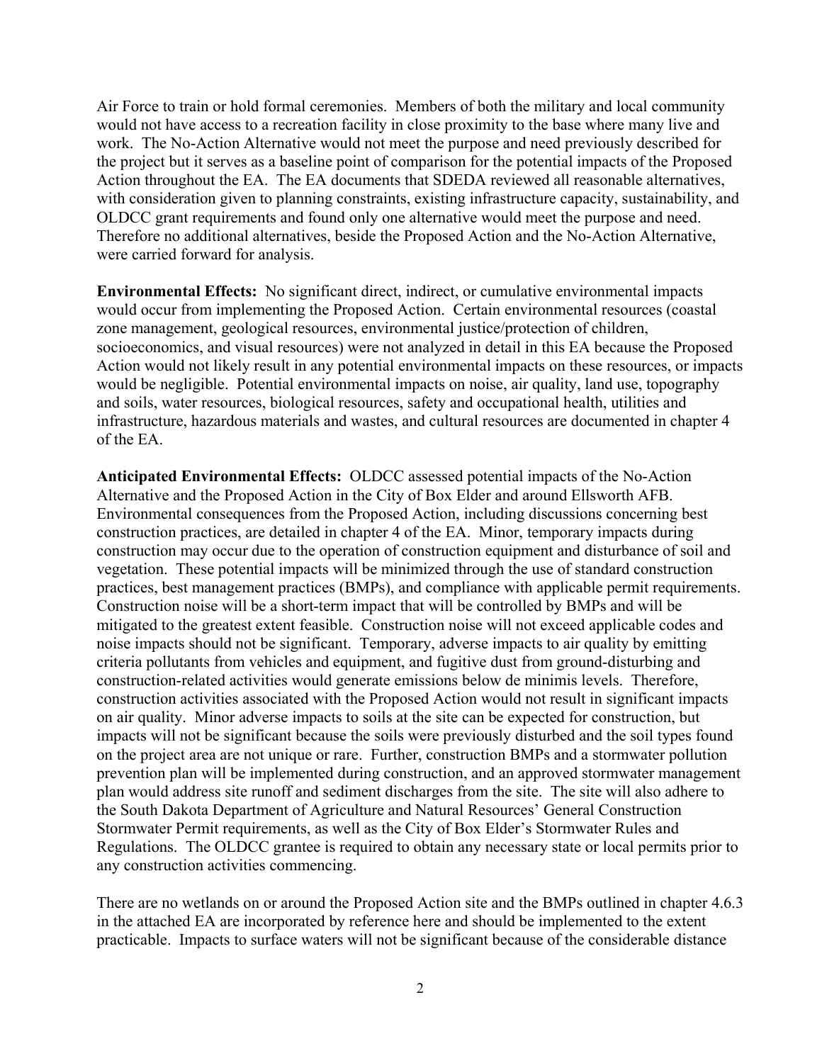Air Force to train or hold formal ceremonies. Members of both the military and local community would not have access to a recreation facility in close proximity to the base where many live and work. The No-Action Alternative would not meet the purpose and need previously described for the project but it serves as a baseline point of comparison for the potential impacts of the Proposed Action throughout the EA. The EA documents that SDEDA reviewed all reasonable alternatives, with consideration given to planning constraints, existing infrastructure capacity, sustainability, and OLDCC grant requirements and found only one alternative would meet the purpose and need. Therefore no additional alternatives, beside the Proposed Action and the No-Action Alternative, were carried forward for analysis.

**Environmental Effects:** No significant direct, indirect, or cumulative environmental impacts would occur from implementing the Proposed Action. Certain environmental resources (coastal zone management, geological resources, environmental justice/protection of children, socioeconomics, and visual resources) were not analyzed in detail in this EA because the Proposed Action would not likely result in any potential environmental impacts on these resources, or impacts would be negligible. Potential environmental impacts on noise, air quality, land use, topography and soils, water resources, biological resources, safety and occupational health, utilities and infrastructure, hazardous materials and wastes, and cultural resources are documented in chapter 4 of the EA.

**Anticipated Environmental Effects:** OLDCC assessed potential impacts of the No-Action Alternative and the Proposed Action in the City of Box Elder and around Ellsworth AFB. Environmental consequences from the Proposed Action, including discussions concerning best construction practices, are detailed in chapter 4 of the EA. Minor, temporary impacts during construction may occur due to the operation of construction equipment and disturbance of soil and vegetation. These potential impacts will be minimized through the use of standard construction practices, best management practices (BMPs), and compliance with applicable permit requirements. Construction noise will be a short-term impact that will be controlled by BMPs and will be mitigated to the greatest extent feasible. Construction noise will not exceed applicable codes and noise impacts should not be significant. Temporary, adverse impacts to air quality by emitting criteria pollutants from vehicles and equipment, and fugitive dust from ground-disturbing and construction-related activities would generate emissions below de minimis levels. Therefore, construction activities associated with the Proposed Action would not result in significant impacts on air quality. Minor adverse impacts to soils at the site can be expected for construction, but impacts will not be significant because the soils were previously disturbed and the soil types found on the project area are not unique or rare. Further, construction BMPs and a stormwater pollution prevention plan will be implemented during construction, and an approved stormwater management plan would address site runoff and sediment discharges from the site. The site will also adhere to the South Dakota Department of Agriculture and Natural Resources' General Construction Stormwater Permit requirements, as well as the City of Box Elder's Stormwater Rules and Regulations. The OLDCC grantee is required to obtain any necessary state or local permits prior to any construction activities commencing.

There are no wetlands on or around the Proposed Action site and the BMPs outlined in chapter 4.6.3 in the attached EA are incorporated by reference here and should be implemented to the extent practicable. Impacts to surface waters will not be significant because of the considerable distance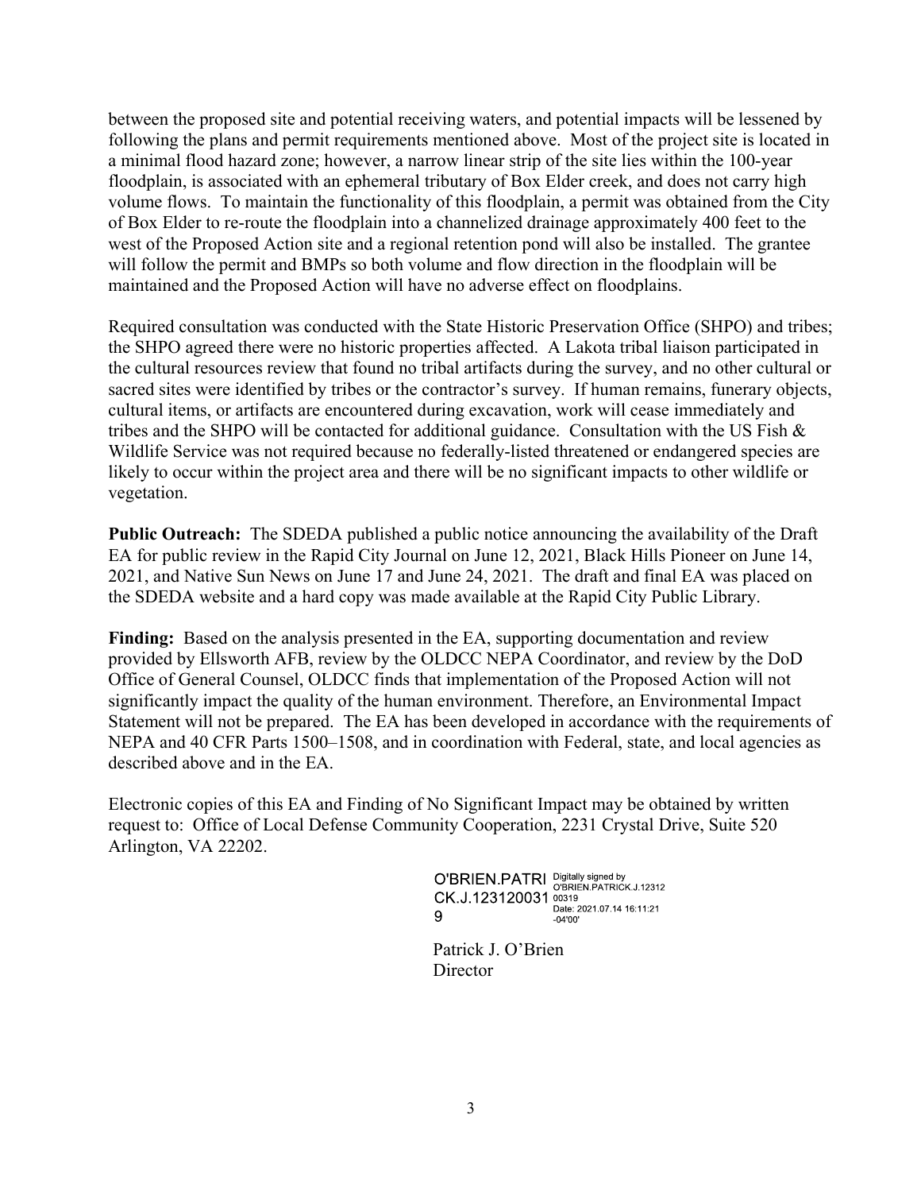between the proposed site and potential receiving waters, and potential impacts will be lessened by following the plans and permit requirements mentioned above. Most of the project site is located in a minimal flood hazard zone; however, a narrow linear strip of the site lies within the 100-year floodplain, is associated with an ephemeral tributary of Box Elder creek, and does not carry high volume flows. To maintain the functionality of this floodplain, a permit was obtained from the City of Box Elder to re-route the floodplain into a channelized drainage approximately 400 feet to the west of the Proposed Action site and a regional retention pond will also be installed. The grantee will follow the permit and BMPs so both volume and flow direction in the floodplain will be maintained and the Proposed Action will have no adverse effect on floodplains.

Required consultation was conducted with the State Historic Preservation Office (SHPO) and tribes; the SHPO agreed there were no historic properties affected. A Lakota tribal liaison participated in the cultural resources review that found no tribal artifacts during the survey, and no other cultural or sacred sites were identified by tribes or the contractor's survey. If human remains, funerary objects, cultural items, or artifacts are encountered during excavation, work will cease immediately and tribes and the SHPO will be contacted for additional guidance. Consultation with the US Fish & Wildlife Service was not required because no federally-listed threatened or endangered species are likely to occur within the project area and there will be no significant impacts to other wildlife or vegetation.

**Public Outreach:** The SDEDA published a public notice announcing the availability of the Draft EA for public review in the Rapid City Journal on June 12, 2021, Black Hills Pioneer on June 14, 2021, and Native Sun News on June 17 and June 24, 2021. The draft and final EA was placed on the SDEDA website and a hard copy was made available at the Rapid City Public Library.

**Finding:** Based on the analysis presented in the EA, supporting documentation and review provided by Ellsworth AFB, review by the OLDCC NEPA Coordinator, and review by the DoD Office of General Counsel, OLDCC finds that implementation of the Proposed Action will not significantly impact the quality of the human environment. Therefore, an Environmental Impact Statement will not be prepared. The EA has been developed in accordance with the requirements of NEPA and 40 CFR Parts 1500–1508, and in coordination with Federal, state, and local agencies as described above and in the EA.

Electronic copies of this EA and Finding of No Significant Impact may be obtained by written request to: Office of Local Defense Community Cooperation, 2231 Crystal Drive, Suite 520 Arlington, VA 22202.

O'BRIEN.PATRICK.J.1231200319 Digitally signed by O'BRIEN.PATRICK.J.1231200319 Date: 2021.07.14 16:11:21 -04'00'

Patrick J. O'Brien
Director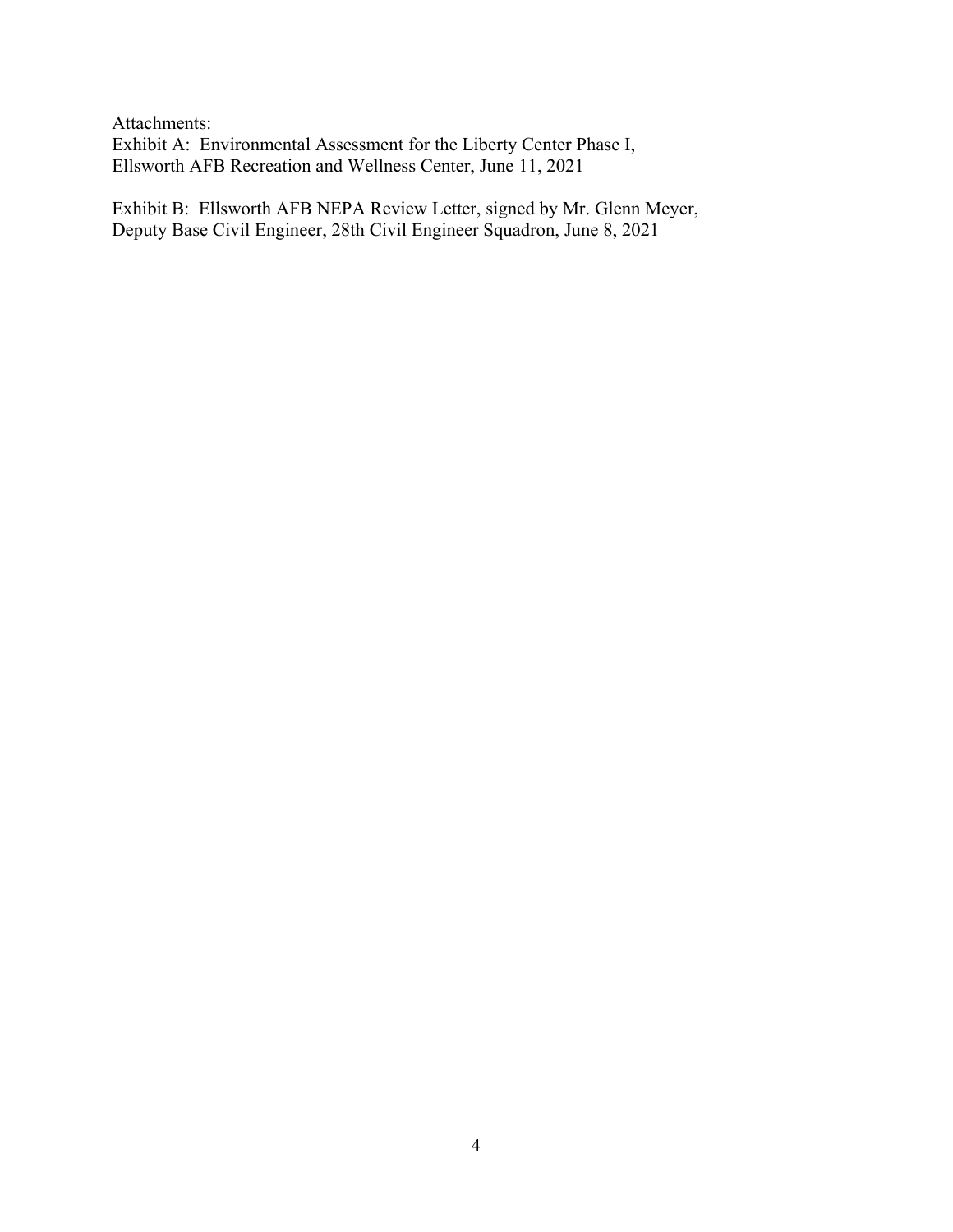Attachments:
Exhibit A: Environmental Assessment for the Liberty Center Phase I, Ellsworth AFB Recreation and Wellness Center, June 11, 2021

Exhibit B: Ellsworth AFB NEPA Review Letter, signed by Mr. Glenn Meyer, Deputy Base Civil Engineer, 28th Civil Engineer Squadron, June 8, 2021